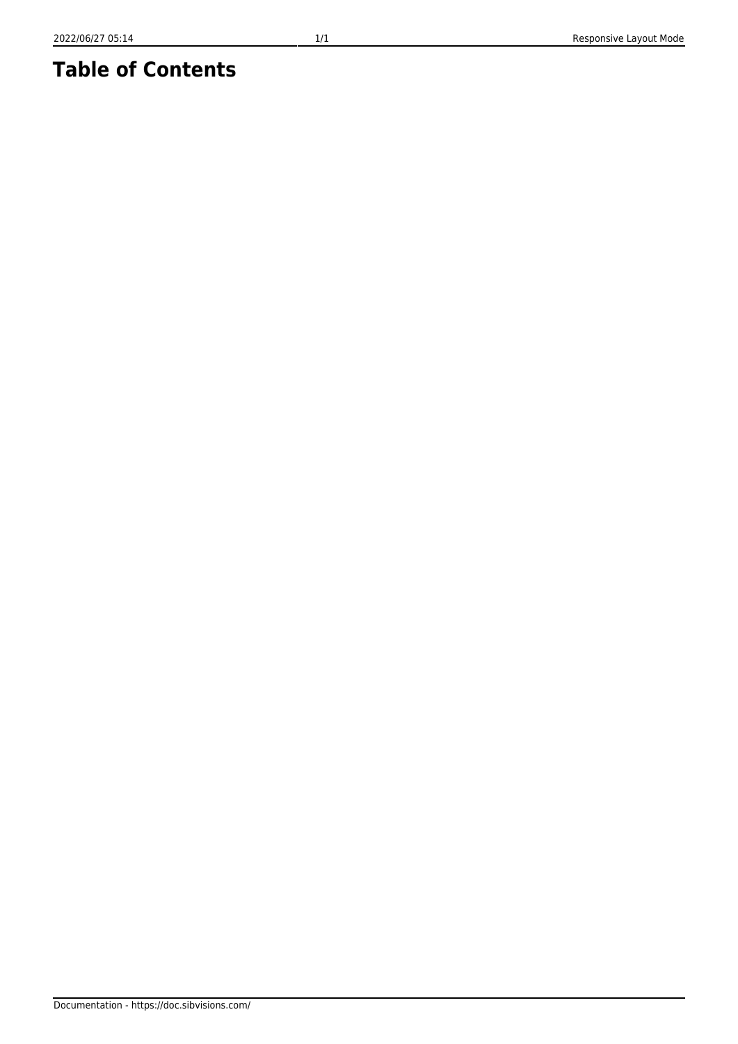# Table of Contents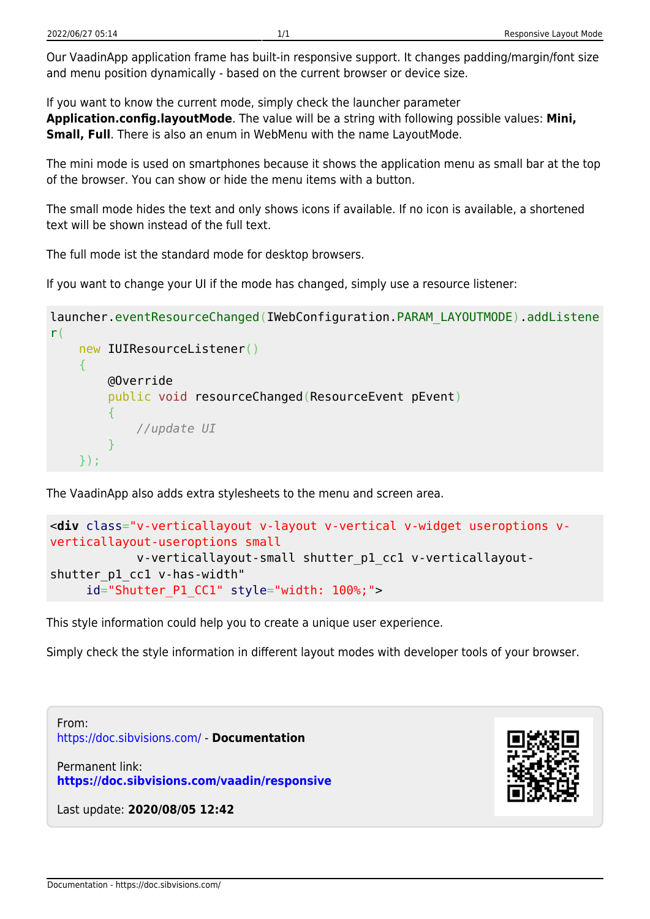Our VaadinApp application frame has built-in responsive support. It changes padding/margin/font size and menu position dynamically - based on the current browser or device size.

If you want to know the current mode, simply check the launcher parameter **Application.config.layoutMode**. The value will be a string with following possible values: **Mini, Small, Full**. There is also an enum in WebMenu with the name LayoutMode.

The mini mode is used on smartphones because it shows the application menu as small bar at the top of the browser. You can show or hide the menu items with a button.

The small mode hides the text and only shows icons if available. If no icon is available, a shortened text will be shown instead of the full text.

The full mode ist the standard mode for desktop browsers.

If you want to change your UI if the mode has changed, simply use a resource listener:

```
launcher.eventResourceChanged(IWebConfiguration.PARAM_LAYOUTMODE).addListener(
    new IUIResourceListener()
    {
        @Override
        public void resourceChanged(ResourceEvent pEvent)
        {
            //update UI
        }
    });
```

The VaadinApp also adds extra stylesheets to the menu and screen area.

```
<div class="v-verticallayout v-layout v-vertical v-widget useroptions v-verticallayout-useroptions small
            v-verticallayout-small shutter_p1_cc1 v-verticallayout-shutter_p1_cc1 v-has-width"
     id="Shutter_P1_CC1" style="width: 100%;">
```

This style information could help you to create a unique user experience.

Simply check the style information in different layout modes with developer tools of your browser.

From:
https://doc.sibvisions.com/ - **Documentation**

Permanent link:
**https://doc.sibvisions.com/vaadin/responsive**

Last update: **2020/08/05 12:42**